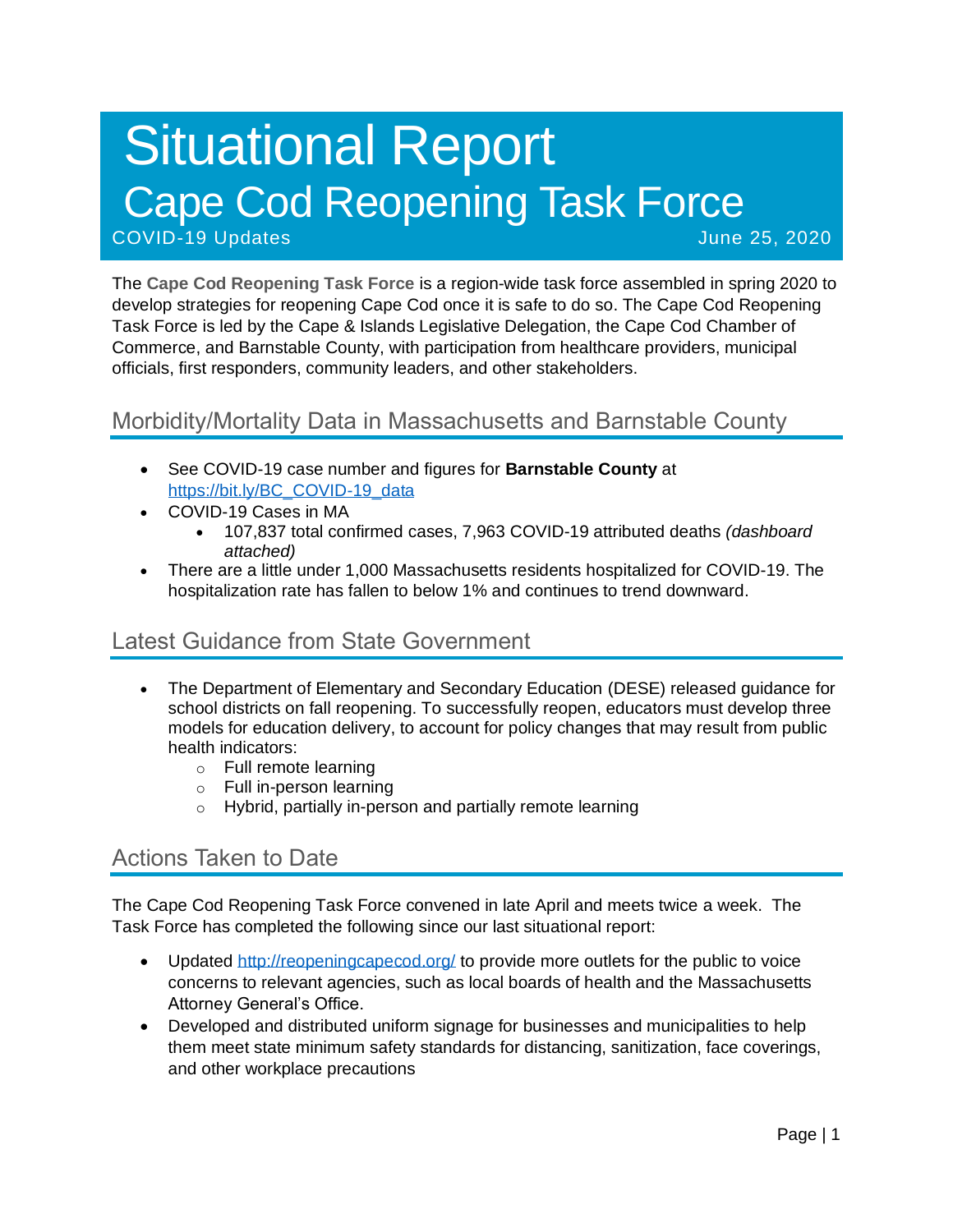# Situational Report

# Cape Cod Reopening Task Force

COVID-19 Updates June 25, 2020

The **Cape Cod Reopening Task Force** is a region-wide task force assembled in spring 2020 to develop strategies for reopening Cape Cod once it is safe to do so. The Cape Cod Reopening Task Force is led by the Cape & Islands Legislative Delegation, the Cape Cod Chamber of Commerce, and Barnstable County, with participation from healthcare providers, municipal officials, first responders, community leaders, and other stakeholders.

## Morbidity/Mortality Data in Massachusetts and Barnstable County

- See COVID-19 case number and figures for **Barnstable County** at [https://bit.ly/BC_COVID-19_data](https://bit.ly/BC_COVID-19_data)
- COVID-19 Cases in MA
    - 107,837 total confirmed cases, 7,963 COVID-19 attributed deaths *(dashboard attached)*
- There are a little under 1,000 Massachusetts residents hospitalized for COVID-19. The hospitalization rate has fallen to below 1% and continues to trend downward.

## Latest Guidance from State Government

- The Department of Elementary and Secondary Education (DESE) released guidance for school districts on fall reopening. To successfully reopen, educators must develop three models for education delivery, to account for policy changes that may result from public health indicators:
    - Full remote learning
    - Full in-person learning
    - Hybrid, partially in-person and partially remote learning

## Actions Taken to Date

The Cape Cod Reopening Task Force convened in late April and meets twice a week. The Task Force has completed the following since our last situational report:

- Updated [http://reopeningcapecod.org/](http://reopeningcapecod.org/) to provide more outlets for the public to voice concerns to relevant agencies, such as local boards of health and the Massachusetts Attorney General's Office.
- Developed and distributed uniform signage for businesses and municipalities to help them meet state minimum safety standards for distancing, sanitization, face coverings, and other workplace precautions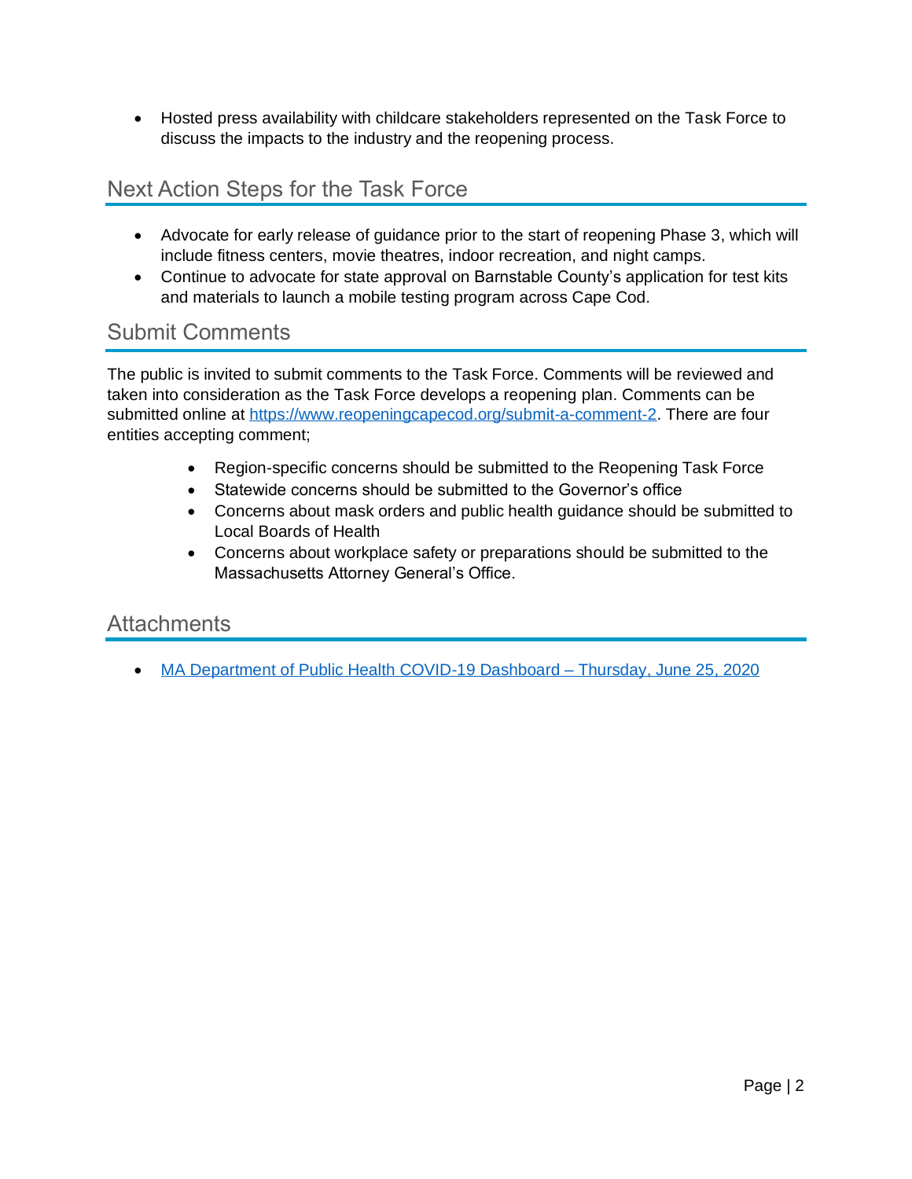- Hosted press availability with childcare stakeholders represented on the Task Force to discuss the impacts to the industry and the reopening process.

## Next Action Steps for the Task Force

- Advocate for early release of guidance prior to the start of reopening Phase 3, which will include fitness centers, movie theatres, indoor recreation, and night camps.
- Continue to advocate for state approval on Barnstable County's application for test kits and materials to launch a mobile testing program across Cape Cod.

## Submit Comments

The public is invited to submit comments to the Task Force. Comments will be reviewed and taken into consideration as the Task Force develops a reopening plan. Comments can be submitted online at [https://www.reopeningcapecod.org/submit-a-comment-2](https://www.reopeningcapecod.org/submit-a-comment-2). There are four entities accepting comment;

- Region-specific concerns should be submitted to the Reopening Task Force
- Statewide concerns should be submitted to the Governor's office
- Concerns about mask orders and public health guidance should be submitted to Local Boards of Health
- Concerns about workplace safety or preparations should be submitted to the Massachusetts Attorney General's Office.

## Attachments

- MA Department of Public Health COVID-19 Dashboard – Thursday, June 25, 2020